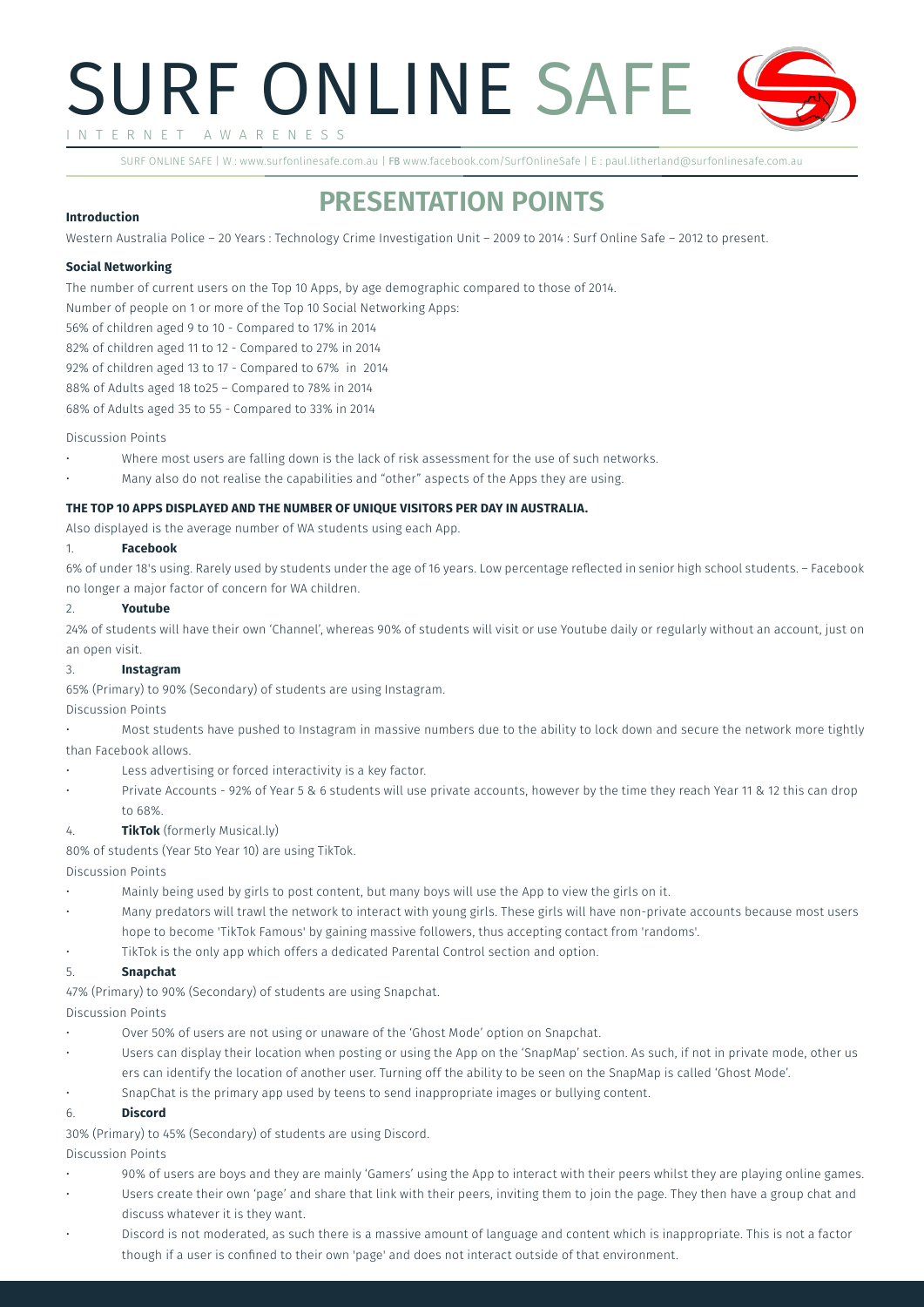# SURF ONLINE SAFE

INTERNET AWARENESS

SURF ONLINE SAFE | W : www.surfonlinesafe.com.au | FB www.facebook.com/SurfOnlineSafe | E : paul.litherland@surfonlinesafe.com.au

## PRESENTATION POINTS

**Introduction**

Western Australia Police – 20 Years : Technology Crime Investigation Unit – 2009 to 2014 : Surf Online Safe – 2012 to present.

**Social Networking**

The number of current users on the Top 10 Apps, by age demographic compared to those of 2014.

Number of people on 1 or more of the Top 10 Social Networking Apps:

56% of children aged 9 to 10 - Compared to 17% in 2014

82% of children aged 11 to 12 - Compared to 27% in 2014

92% of children aged 13 to 17 - Compared to 67% in 2014

88% of Adults aged 18 to25 – Compared to 78% in 2014

68% of Adults aged 35 to 55 - Compared to 33% in 2014

Discussion Points

- Where most users are falling down is the lack of risk assessment for the use of such networks.
- Many also do not realise the capabilities and "other" aspects of the Apps they are using.

**THE TOP 10 APPS DISPLAYED AND THE NUMBER OF UNIQUE VISITORS PER DAY IN AUSTRALIA.**

Also displayed is the average number of WA students using each App.

1. **Facebook**

6% of under 18's using. Rarely used by students under the age of 16 years. Low percentage reflected in senior high school students. – Facebook no longer a major factor of concern for WA children.

2. **Youtube**

24% of students will have their own 'Channel', whereas 90% of students will visit or use Youtube daily or regularly without an account, just on an open visit.

3. **Instagram**

65% (Primary) to 90% (Secondary) of students are using Instagram.

Discussion Points

- Most students have pushed to Instagram in massive numbers due to the ability to lock down and secure the network more tightly than Facebook allows.
- Less advertising or forced interactivity is a key factor.
- Private Accounts - 92% of Year 5 & 6 students will use private accounts, however by the time they reach Year 11 & 12 this can drop to 68%.

4. **TikTok** (formerly Musical.ly)

80% of students (Year 5to Year 10) are using TikTok.

Discussion Points

- Mainly being used by girls to post content, but many boys will use the App to view the girls on it.
- Many predators will trawl the network to interact with young girls. These girls will have non-private accounts because most users hope to become 'TikTok Famous' by gaining massive followers, thus accepting contact from 'randoms'.
- TikTok is the only app which offers a dedicated Parental Control section and option.

5. **Snapchat**

47% (Primary) to 90% (Secondary) of students are using Snapchat.

Discussion Points

- Over 50% of users are not using or unaware of the 'Ghost Mode' option on Snapchat.
- Users can display their location when posting or using the App on the 'SnapMap' section. As such, if not in private mode, other us ers can identify the location of another user. Turning off the ability to be seen on the SnapMap is called 'Ghost Mode'.
- SnapChat is the primary app used by teens to send inappropriate images or bullying content.

6. **Discord**

30% (Primary) to 45% (Secondary) of students are using Discord.

Discussion Points

- 90% of users are boys and they are mainly 'Gamers' using the App to interact with their peers whilst they are playing online games.
- Users create their own 'page' and share that link with their peers, inviting them to join the page. They then have a group chat and discuss whatever it is they want.
- Discord is not moderated, as such there is a massive amount of language and content which is inappropriate. This is not a factor though if a user is confined to their own 'page' and does not interact outside of that environment.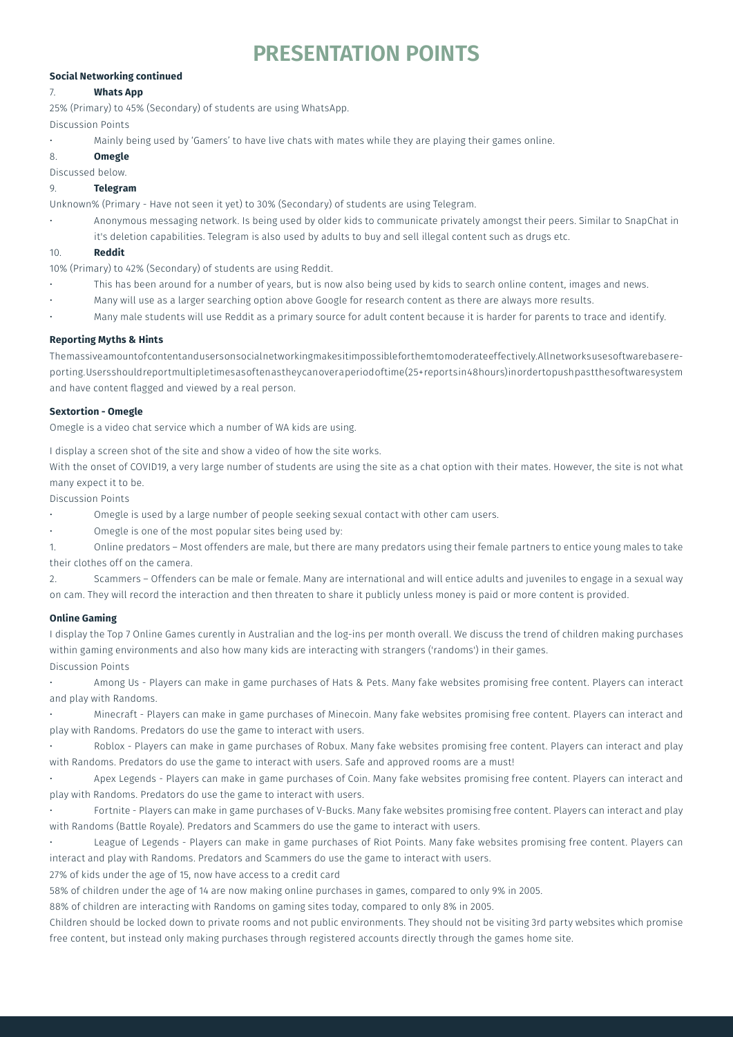# PRESENTATION POINTS

**Social Networking continued**

7. **Whats App**

25% (Primary) to 45% (Secondary) of students are using WhatsApp.

Discussion Points

- Mainly being used by 'Gamers' to have live chats with mates while they are playing their games online.

8. **Omegle**

Discussed below.

9. **Telegram**

Unknown% (Primary - Have not seen it yet) to 30% (Secondary) of students are using Telegram.

- Anonymous messaging network. Is being used by older kids to communicate privately amongst their peers. Similar to SnapChat in it's deletion capabilities. Telegram is also used by adults to buy and sell illegal content such as drugs etc.

10. **Reddit**

10% (Primary) to 42% (Secondary) of students are using Reddit.

- This has been around for a number of years, but is now also being used by kids to search online content, images and news.
- Many will use as a larger searching option above Google for research content as there are always more results.
- Many male students will use Reddit as a primary source for adult content because it is harder for parents to trace and identify.

**Reporting Myths & Hints**

Themassiveamountofcontentandusersonsocialnetworkingmakesitimpossibleforthemtomoderateeffectively.Allnetworksusesoftwarebasereporting.Usersshouldreportmultipletimesasoftenastheycanoveraperiodoftime(25+reportsin48hours)inordertopushpastthesoftwaresystem and have content flagged and viewed by a real person.

**Sextortion - Omegle**

Omegle is a video chat service which a number of WA kids are using.

I display a screen shot of the site and show a video of how the site works.

With the onset of COVID19, a very large number of students are using the site as a chat option with their mates. However, the site is not what many expect it to be.

Discussion Points

- Omegle is used by a large number of people seeking sexual contact with other cam users.
- Omegle is one of the most popular sites being used by:

1. Online predators – Most offenders are male, but there are many predators using their female partners to entice young males to take their clothes off on the camera.
2. Scammers – Offenders can be male or female. Many are international and will entice adults and juveniles to engage in a sexual way on cam. They will record the interaction and then threaten to share it publicly unless money is paid or more content is provided.

**Online Gaming**

I display the Top 7 Online Games curently in Australian and the log-ins per month overall. We discuss the trend of children making purchases within gaming environments and also how many kids are interacting with strangers ('randoms') in their games.

Discussion Points

- Among Us - Players can make in game purchases of Hats & Pets. Many fake websites promising free content. Players can interact and play with Randoms.
- Minecraft - Players can make in game purchases of Minecoin. Many fake websites promising free content. Players can interact and play with Randoms. Predators do use the game to interact with users.
- Roblox - Players can make in game purchases of Robux. Many fake websites promising free content. Players can interact and play with Randoms. Predators do use the game to interact with users. Safe and approved rooms are a must!
- Apex Legends - Players can make in game purchases of Coin. Many fake websites promising free content. Players can interact and play with Randoms. Predators do use the game to interact with users.
- Fortnite - Players can make in game purchases of V-Bucks. Many fake websites promising free content. Players can interact and play with Randoms (Battle Royale). Predators and Scammers do use the game to interact with users.
- League of Legends - Players can make in game purchases of Riot Points. Many fake websites promising free content. Players can interact and play with Randoms. Predators and Scammers do use the game to interact with users.

27% of kids under the age of 15, now have access to a credit card

58% of children under the age of 14 are now making online purchases in games, compared to only 9% in 2005.

88% of children are interacting with Randoms on gaming sites today, compared to only 8% in 2005.

Children should be locked down to private rooms and not public environments. They should not be visiting 3rd party websites which promise free content, but instead only making purchases through registered accounts directly through the games home site.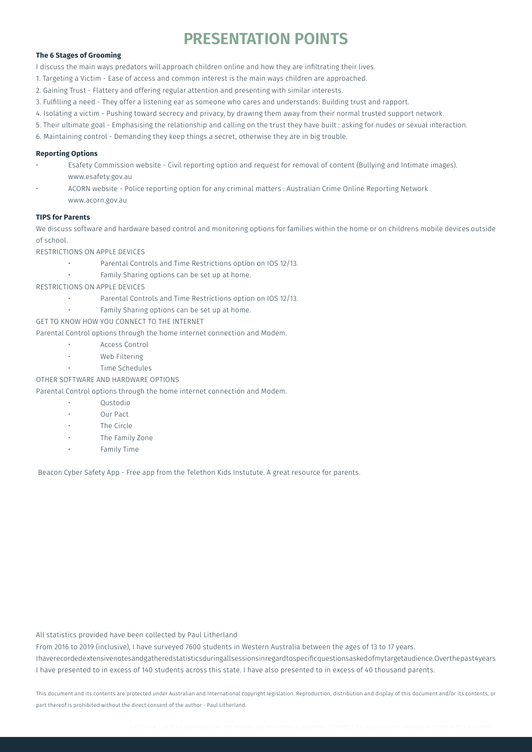# PRESENTATION POINTS

**The 6 Stages of Grooming**

I discuss the main ways predators will approach children online and how they are infiltrating their lives.

1. Targeting a Victim - Ease of access and common interest is the main ways children are approached.
2. Gaining Trust - Flattery and offering regular attention and presenting with similar interests.
3. Fulfilling a need - They offer a listening ear as someone who cares and understands. Building trust and rapport.
4. Isolating a victim - Pushing toward secrecy and privacy, by drawing them away from their normal trusted support network.
5. Their ultimate goal - Emphasising the relationship and calling on the trust they have built : asking for nudes or sexual interaction.
6. Maintaining control - Demanding they keep things a secret, otherwise they are in big trouble.

**Reporting Options**

- Esafety Commission website - Civil reporting option and request for removal of content (Bullying and Intimate images). www.esafety.gov.au
- ACORN website - Police reporting option for any criminal matters : Australian Crime Online Reporting Network www.acorn.gov.au

**TIPS for Parents**

We discuss software and hardware based control and monitoring options for families within the home or on childrens mobile devices outside of school.

RESTRICTIONS ON APPLE DEVICES

- Parental Controls and Time Restrictions option on IOS 12/13.
- Family Sharing options can be set up at home.

RESTRICTIONS ON APPLE DEVICES

- Parental Controls and Time Restrictions option on IOS 12/13.
- Family Sharing options can be set up at home.

GET TO KNOW HOW YOU CONNECT TO THE INTERNET

Parental Control options through the home internet connection and Modem.

- Access Control
- Web Filtering
- Time Schedules

OTHER SOFTWARE AND HARDWARE OPTIONS

Parental Control options through the home internet connection and Modem.

- Qustodio
- Our Pact
- The Circle
- The Family Zone
- Family Time

Beacon Cyber Safety App - Free app from the Telethon Kids Instutute. A great resource for parents.

All statistics provided have been collected by Paul Litherland

From 2016 to 2019 (inclusive), I have surveyed 7600 students in Western Australia between the ages of 13 to 17 years.

Ihaverecordedextensivenotesandgatheredstatisticsduringallsessionsinregardtospecificquestionsaskedofmytargetaudience.Overthepast4years I have presented to in excess of 140 students across this state. I have also presented to in excess of 40 thousand parents.

This document and its contents are protected under Australian and International copyright legislation. Reproduction, distribution and display of this document and/or its contents, or part thereof is prohibited without the direct consent of the author - Paul Litherland.

Surf Online Safe/Paul Litherland does not received any remuneration, payments or benefits for any product or company endorsed in this document.